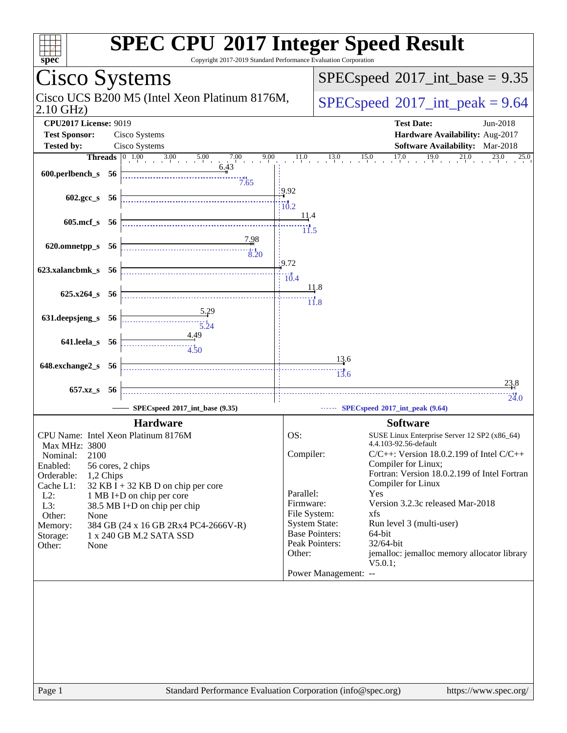# SPEC CPU 2017 Integer Speed Result

Copyright 2017-2019 Standard Performance Evaluation Corporation

## Cisco Systems

Cisco UCS B200 M5 (Intel Xeon Platinum 8176M, 2.10 GHz)

SPECspeed 2017_int_base = 9.35

SPECspeed 2017_int_peak = 9.64

| | | | |
|---|---|---|---|
| **CPU2017 License:** | 9019 | **Test Date:** | Jun-2018 |
| **Test Sponsor:** | Cisco Systems | **Hardware Availability:** | Aug-2017 |
| **Tested by:** | Cisco Systems | **Software Availability:** | Mar-2018 |

| Benchmark | Threads | Base | Peak |
|---|---|---|---|
| 600.perlbench_s | 56 | 6.43 | 7.65 |
| 602.gcc_s | 56 | 9.92 | 10.2 |
| 605.mcf_s | 56 | 11.4 | 11.5 |
| 620.omnetpp_s | 56 | 7.98 | 8.20 |
| 623.xalancbmk_s | 56 | 9.72 | 10.4 |
| 625.x264_s | 56 | 11.8 | 11.8 |
| 631.deepsjeng_s | 56 | 5.29 | 5.24 |
| 641.leela_s | 56 | 4.49 | 4.50 |
| 648.exchange2_s | 56 | 13.6 | 13.6 |
| 657.xz_s | 56 | 23.8 | 24.0 |

SPECspeed 2017_int_base (9.35) — SPECspeed 2017_int_peak (9.64)

### Hardware

- **CPU Name:** Intel Xeon Platinum 8176M
- **Max MHz:** 3800
- **Nominal:** 2100
- **Enabled:** 56 cores, 2 chips
- **Orderable:** 1,2 Chips
- **Cache L1:** 32 KB I + 32 KB D on chip per core
- **L2:** 1 MB I+D on chip per core
- **L3:** 38.5 MB I+D on chip per chip
- **Other:** None
- **Memory:** 384 GB (24 x 16 GB 2Rx4 PC4-2666V-R)
- **Storage:** 1 x 240 GB M.2 SATA SSD
- **Other:** None

### Software

- **OS:** SUSE Linux Enterprise Server 12 SP2 (x86_64) 4.4.103-92.56-default
- **Compiler:** C/C++: Version 18.0.2.199 of Intel C/C++ Compiler for Linux; Fortran: Version 18.0.2.199 of Intel Fortran Compiler for Linux
- **Parallel:** Yes
- **Firmware:** Version 3.2.3c released Mar-2018
- **File System:** xfs
- **System State:** Run level 3 (multi-user)
- **Base Pointers:** 64-bit
- **Peak Pointers:** 32/64-bit
- **Other:** jemalloc: jemalloc memory allocator library V5.0.1;
- **Power Management:** --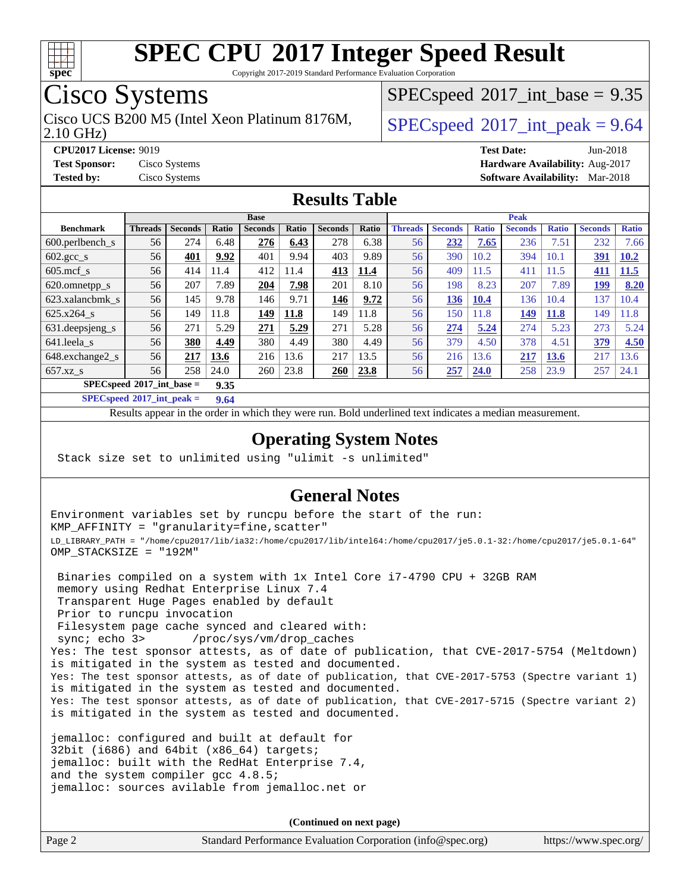# SPEC CPU 2017 Integer Speed Result

Copyright 2017-2019 Standard Performance Evaluation Corporation

## Cisco Systems

Cisco UCS B200 M5 (Intel Xeon Platinum 8176M, 2.10 GHz)

SPECspeed 2017_int_base = 9.35

SPECspeed 2017_int_peak = 9.64

**CPU2017 License:** 9019
**Test Sponsor:** Cisco Systems
**Tested by:** Cisco Systems

**Test Date:** Jun-2018
**Hardware Availability:** Aug-2017
**Software Availability:** Mar-2018

## Results Table

| Benchmark | Base | | | | | | | Peak | | | | | | |
|---|---|---|---|---|---|---|---|---|---|---|---|---|---|---|
| | Threads | Seconds | Ratio | Seconds | Ratio | Seconds | Ratio | Threads | Seconds | Ratio | Seconds | Ratio | Seconds | Ratio |
| 600.perlbench_s | 56 | 274 | 6.48 | **276** | **6.43** | 278 | 6.38 | 56 | **232** | **7.65** | 236 | 7.51 | 232 | 7.66 |
| 602.gcc_s | 56 | **401** | **9.92** | 401 | 9.94 | 403 | 9.89 | 56 | 390 | 10.2 | 394 | 10.1 | **391** | **10.2** |
| 605.mcf_s | 56 | 414 | 11.4 | 412 | 11.4 | **413** | **11.4** | 56 | 409 | 11.5 | 411 | 11.5 | **411** | **11.5** |
| 620.omnetpp_s | 56 | 207 | 7.89 | **204** | **7.98** | 201 | 8.10 | 56 | 198 | 8.23 | 207 | 7.89 | **199** | **8.20** |
| 623.xalancbmk_s | 56 | 145 | 9.78 | 146 | 9.71 | **146** | **9.72** | 56 | **136** | **10.4** | 136 | 10.4 | 137 | 10.4 |
| 625.x264_s | 56 | 149 | 11.8 | **149** | **11.8** | 149 | 11.8 | 56 | 150 | 11.8 | **149** | **11.8** | 149 | 11.8 |
| 631.deepsjeng_s | 56 | 271 | 5.29 | **271** | **5.29** | 271 | 5.28 | 56 | **274** | **5.24** | 274 | 5.23 | 273 | 5.24 |
| 641.leela_s | 56 | **380** | **4.49** | 380 | 4.49 | 380 | 4.49 | 56 | 379 | 4.50 | 378 | 4.51 | **379** | **4.50** |
| 648.exchange2_s | 56 | **217** | **13.6** | 216 | 13.6 | 217 | 13.5 | 56 | 216 | 13.6 | **217** | **13.6** | 217 | 13.6 |
| 657.xz_s | 56 | 258 | 24.0 | 260 | 23.8 | **260** | **23.8** | 56 | **257** | **24.0** | 258 | 23.9 | 257 | 24.1 |

SPECspeed 2017_int_base = 9.35

SPECspeed 2017_int_peak = 9.64

Results appear in the order in which they were run. Bold underlined text indicates a median measurement.

## Operating System Notes

```
Stack size set to unlimited using "ulimit -s unlimited"
```

## General Notes

```
Environment variables set by runcpu before the start of the run:
KMP_AFFINITY = "granularity=fine,scatter"
LD_LIBRARY_PATH = "/home/cpu2017/lib/ia32:/home/cpu2017/lib/intel64:/home/cpu2017/je5.0.1-32:/home/cpu2017/je5.0.1-64"
OMP_STACKSIZE = "192M"

 Binaries compiled on a system with 1x Intel Core i7-4790 CPU + 32GB RAM
 memory using Redhat Enterprise Linux 7.4
 Transparent Huge Pages enabled by default
 Prior to runcpu invocation
 Filesystem page cache synced and cleared with:
 sync; echo 3>       /proc/sys/vm/drop_caches
Yes: The test sponsor attests, as of date of publication, that CVE-2017-5754 (Meltdown)
is mitigated in the system as tested and documented.
Yes: The test sponsor attests, as of date of publication, that CVE-2017-5753 (Spectre variant 1)
is mitigated in the system as tested and documented.
Yes: The test sponsor attests, as of date of publication, that CVE-2017-5715 (Spectre variant 2)
is mitigated in the system as tested and documented.

jemalloc: configured and built at default for
32bit (i686) and 64bit (x86_64) targets;
jemalloc: built with the RedHat Enterprise 7.4,
and the system compiler gcc 4.8.5;
jemalloc: sources avilable from jemalloc.net or
```

(Continued on next page)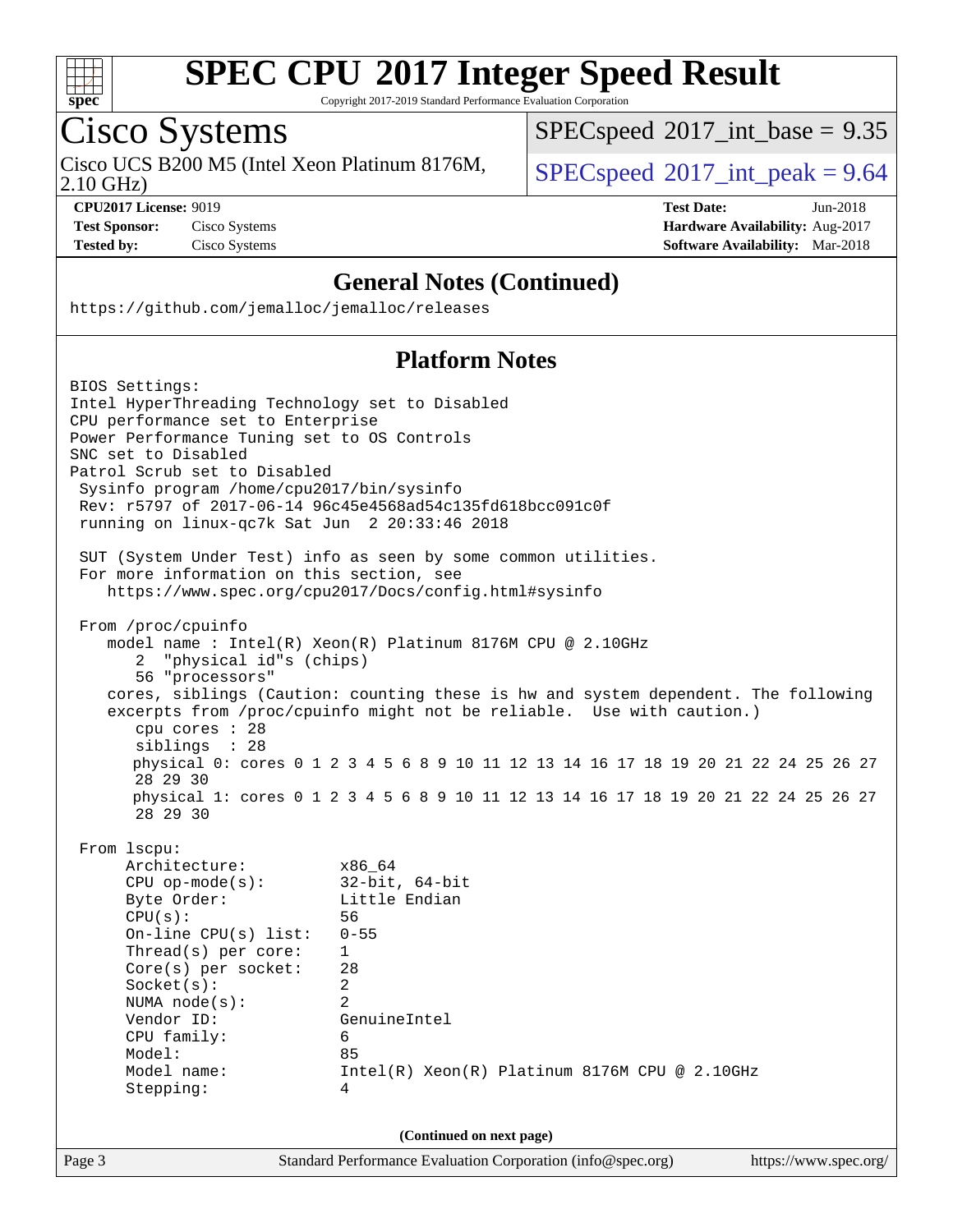# SPEC CPU 2017 Integer Speed Result

Copyright 2017-2019 Standard Performance Evaluation Corporation

## Cisco Systems

Cisco UCS B200 M5 (Intel Xeon Platinum 8176M, 2.10 GHz)

SPECspeed 2017_int_base = 9.35

SPECspeed 2017_int_peak = 9.64

**CPU2017 License:** 9019
**Test Sponsor:** Cisco Systems
**Tested by:** Cisco Systems

**Test Date:** Jun-2018
**Hardware Availability:** Aug-2017
**Software Availability:** Mar-2018

### General Notes (Continued)

```
https://github.com/jemalloc/jemalloc/releases
```

### Platform Notes

```
BIOS Settings:
Intel HyperThreading Technology set to Disabled
CPU performance set to Enterprise
Power Performance Tuning set to OS Controls
SNC set to Disabled
Patrol Scrub set to Disabled
 Sysinfo program /home/cpu2017/bin/sysinfo
 Rev: r5797 of 2017-06-14 96c45e4568ad54c135fd618bcc091c0f
 running on linux-qc7k Sat Jun  2 20:33:46 2018

 SUT (System Under Test) info as seen by some common utilities.
 For more information on this section, see
    https://www.spec.org/cpu2017/Docs/config.html#sysinfo

 From /proc/cpuinfo
    model name : Intel(R) Xeon(R) Platinum 8176M CPU @ 2.10GHz
       2  "physical id"s (chips)
       56 "processors"
    cores, siblings (Caution: counting these is hw and system dependent. The following
    excerpts from /proc/cpuinfo might not be reliable.  Use with caution.)
       cpu cores : 28
       siblings  : 28
       physical 0: cores 0 1 2 3 4 5 6 8 9 10 11 12 13 14 16 17 18 19 20 21 22 24 25 26 27
       28 29 30
       physical 1: cores 0 1 2 3 4 5 6 8 9 10 11 12 13 14 16 17 18 19 20 21 22 24 25 26 27
       28 29 30

 From lscpu:
      Architecture:          x86_64
      CPU op-mode(s):        32-bit, 64-bit
      Byte Order:            Little Endian
      CPU(s):                56
      On-line CPU(s) list:   0-55
      Thread(s) per core:    1
      Core(s) per socket:    28
      Socket(s):             2
      NUMA node(s):          2
      Vendor ID:             GenuineIntel
      CPU family:            6
      Model:                 85
      Model name:            Intel(R) Xeon(R) Platinum 8176M CPU @ 2.10GHz
      Stepping:              4
```

**(Continued on next page)**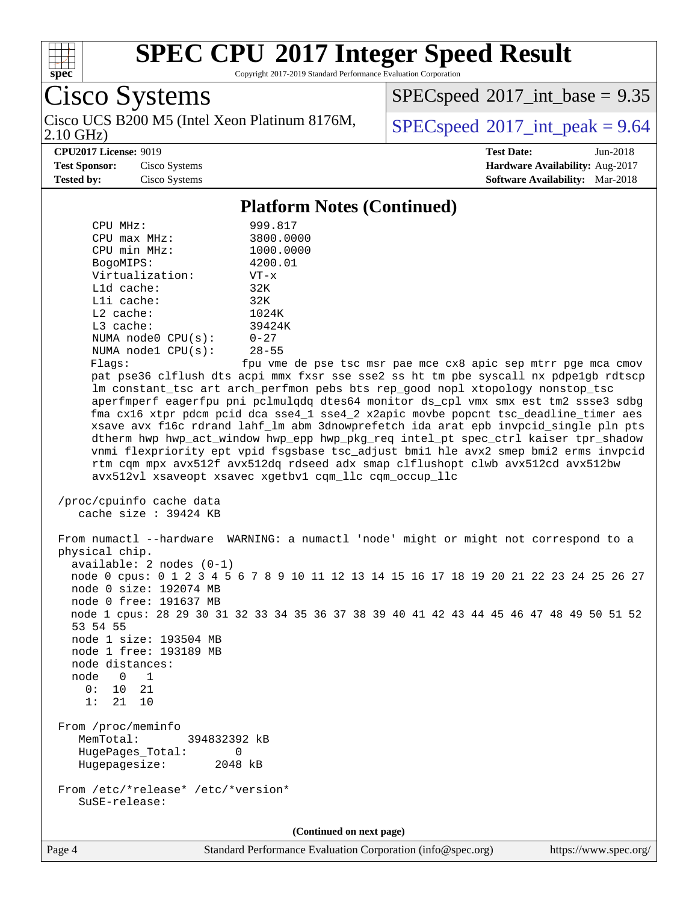## Platform Notes (Continued)

```
     CPU MHz:                999.817
     CPU max MHz:            3800.0000
     CPU min MHz:            1000.0000
     BogoMIPS:               4200.01
     Virtualization:         VT-x
     L1d cache:              32K
     L1i cache:              32K
     L2 cache:               1024K
     L3 cache:               39424K
     NUMA node0 CPU(s):      0-27
     NUMA node1 CPU(s):      28-55
     Flags:                  fpu vme de pse tsc msr pae mce cx8 apic sep mtrr pge mca cmov
     pat pse36 clflush dts acpi mmx fxsr sse sse2 ss ht tm pbe syscall nx pdpe1gb rdtscp
     lm constant_tsc art arch_perfmon pebs bts rep_good nopl xtopology nonstop_tsc
     aperfmperf eagerfpu pni pclmulqdq dtes64 monitor ds_cpl vmx smx est tm2 ssse3 sdbg
     fma cx16 xtpr pdcm pcid dca sse4_1 sse4_2 x2apic movbe popcnt tsc_deadline_timer aes
     xsave avx f16c rdrand lahf_lm abm 3dnowprefetch ida arat epb invpcid_single pln pts
     dtherm hwp hwp_act_window hwp_epp hwp_pkg_req intel_pt spec_ctrl kaiser tpr_shadow
     vnmi flexpriority ept vpid fsgsbase tsc_adjust bmi1 hle avx2 smep bmi2 erms invpcid
     rtm cqm mpx avx512f avx512dq rdseed adx smap clflushopt clwb avx512cd avx512bw
     avx512vl xsaveopt xsavec xgetbv1 cqm_llc cqm_occup_llc

 /proc/cpuinfo cache data
    cache size : 39424 KB

 From numactl --hardware  WARNING: a numactl 'node' might or might not correspond to a
 physical chip.
   available: 2 nodes (0-1)
   node 0 cpus: 0 1 2 3 4 5 6 7 8 9 10 11 12 13 14 15 16 17 18 19 20 21 22 23 24 25 26 27
   node 0 size: 192074 MB
   node 0 free: 191637 MB
   node 1 cpus: 28 29 30 31 32 33 34 35 36 37 38 39 40 41 42 43 44 45 46 47 48 49 50 51 52
   53 54 55
   node 1 size: 193504 MB
   node 1 free: 193189 MB
   node distances:
   node   0   1
     0:  10  21
     1:  21  10

 From /proc/meminfo
    MemTotal:       394832392 kB
    HugePages_Total:       0
    Hugepagesize:       2048 kB

 From /etc/*release* /etc/*version*
    SuSE-release:
```

(Continued on next page)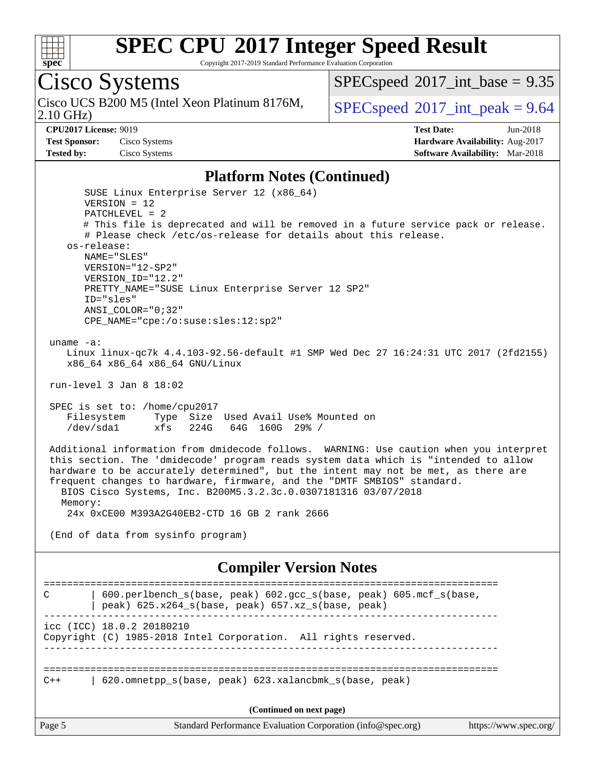# SPEC CPU 2017 Integer Speed Result

Copyright 2017-2019 Standard Performance Evaluation Corporation

## Cisco Systems

Cisco UCS B200 M5 (Intel Xeon Platinum 8176M, 2.10 GHz)

SPECspeed 2017_int_base = 9.35

SPECspeed 2017_int_peak = 9.64

**CPU2017 License:** 9019
**Test Sponsor:** Cisco Systems
**Tested by:** Cisco Systems

**Test Date:** Jun-2018
**Hardware Availability:** Aug-2017
**Software Availability:** Mar-2018

### Platform Notes (Continued)

```
      SUSE Linux Enterprise Server 12 (x86_64)
      VERSION = 12
      PATCHLEVEL = 2
      # This file is deprecated and will be removed in a future service pack or release.
      # Please check /etc/os-release for details about this release.
   os-release:
      NAME="SLES"
      VERSION="12-SP2"
      VERSION_ID="12.2"
      PRETTY_NAME="SUSE Linux Enterprise Server 12 SP2"
      ID="sles"
      ANSI_COLOR="0;32"
      CPE_NAME="cpe:/o:suse:sles:12:sp2"

uname -a:
   Linux linux-qc7k 4.4.103-92.56-default #1 SMP Wed Dec 27 16:24:31 UTC 2017 (2fd2155)
   x86_64 x86_64 x86_64 GNU/Linux

run-level 3 Jan 8 18:02

SPEC is set to: /home/cpu2017
   Filesystem     Type  Size  Used Avail Use% Mounted on
   /dev/sda1      xfs   224G   64G  160G  29% /

Additional information from dmidecode follows.  WARNING: Use caution when you interpret
this section. The 'dmidecode' program reads system data which is "intended to allow
hardware to be accurately determined", but the intent may not be met, as there are
frequent changes to hardware, firmware, and the "DMTF SMBIOS" standard.
  BIOS Cisco Systems, Inc. B200M5.3.2.3c.0.0307181316 03/07/2018
  Memory:
   24x 0xCE00 M393A2G40EB2-CTD 16 GB 2 rank 2666

(End of data from sysinfo program)
```

### Compiler Version Notes

```
==============================================================================
C       | 600.perlbench_s(base, peak) 602.gcc_s(base, peak) 605.mcf_s(base,
        | peak) 625.x264_s(base, peak) 657.xz_s(base, peak)
------------------------------------------------------------------------------
icc (ICC) 18.0.2 20180210
Copyright (C) 1985-2018 Intel Corporation.  All rights reserved.
------------------------------------------------------------------------------

==============================================================================
C++     | 620.omnetpp_s(base, peak) 623.xalancbmk_s(base, peak)
```

(Continued on next page)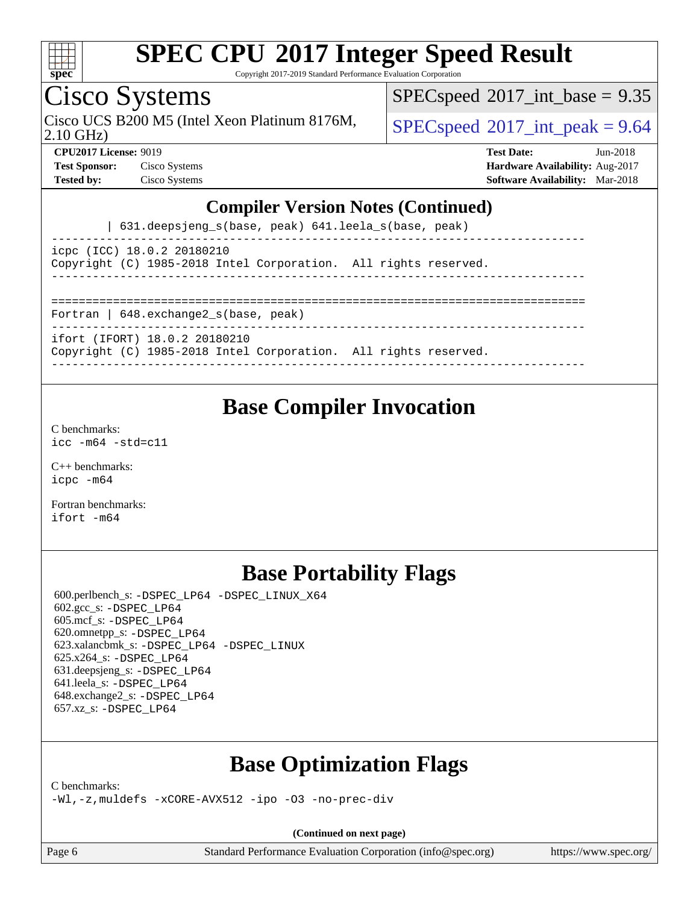# SPEC CPU 2017 Integer Speed Result

Copyright 2017-2019 Standard Performance Evaluation Corporation

## Cisco Systems

Cisco UCS B200 M5 (Intel Xeon Platinum 8176M, 2.10 GHz)

SPECspeed 2017_int_base = 9.35

SPECspeed 2017_int_peak = 9.64

**CPU2017 License:** 9019
**Test Sponsor:** Cisco Systems
**Tested by:** Cisco Systems

**Test Date:** Jun-2018
**Hardware Availability:** Aug-2017
**Software Availability:** Mar-2018

## Compiler Version Notes (Continued)

```
        | 631.deepsjeng_s(base, peak) 641.leela_s(base, peak)
------------------------------------------------------------------------------
icpc (ICC) 18.0.2 20180210
Copyright (C) 1985-2018 Intel Corporation.  All rights reserved.
------------------------------------------------------------------------------

==============================================================================
Fortran | 648.exchange2_s(base, peak)
------------------------------------------------------------------------------
ifort (IFORT) 18.0.2 20180210
Copyright (C) 1985-2018 Intel Corporation.  All rights reserved.
------------------------------------------------------------------------------
```

## Base Compiler Invocation

C benchmarks:
`icc -m64 -std=c11`

C++ benchmarks:
`icpc -m64`

Fortran benchmarks:
`ifort -m64`

## Base Portability Flags

600.perlbench_s: `-DSPEC_LP64 -DSPEC_LINUX_X64`
602.gcc_s: `-DSPEC_LP64`
605.mcf_s: `-DSPEC_LP64`
620.omnetpp_s: `-DSPEC_LP64`
623.xalancbmk_s: `-DSPEC_LP64 -DSPEC_LINUX`
625.x264_s: `-DSPEC_LP64`
631.deepsjeng_s: `-DSPEC_LP64`
641.leela_s: `-DSPEC_LP64`
648.exchange2_s: `-DSPEC_LP64`
657.xz_s: `-DSPEC_LP64`

## Base Optimization Flags

C benchmarks:
`-Wl,-z,muldefs -xCORE-AVX512 -ipo -O3 -no-prec-div`

**(Continued on next page)**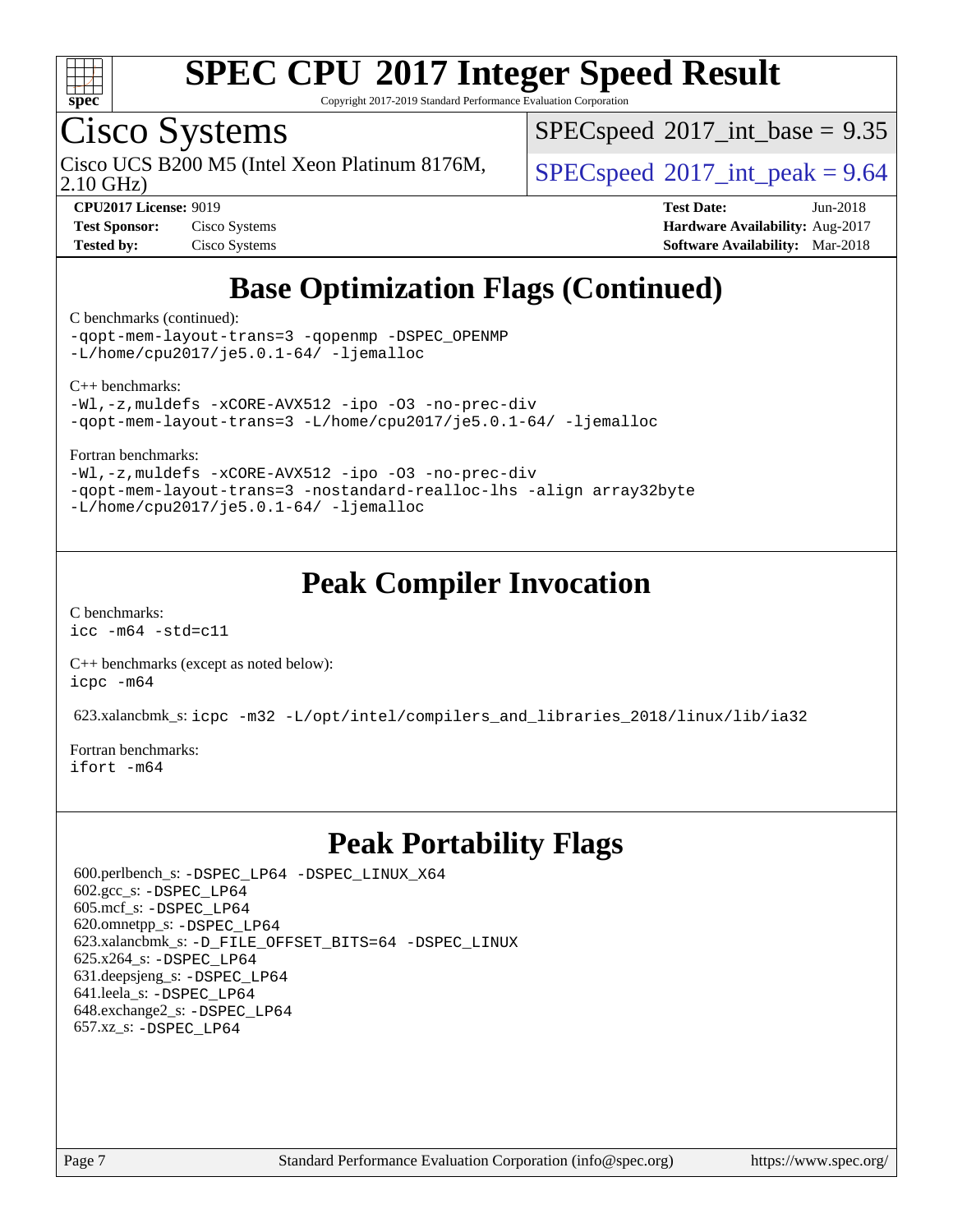# Base Optimization Flags (Continued)

C benchmarks (continued):

```
-qopt-mem-layout-trans=3 -qopenmp -DSPEC_OPENMP
-L/home/cpu2017/je5.0.1-64/ -ljemalloc
```

C++ benchmarks:

```
-Wl,-z,muldefs -xCORE-AVX512 -ipo -O3 -no-prec-div
-qopt-mem-layout-trans=3 -L/home/cpu2017/je5.0.1-64/ -ljemalloc
```

Fortran benchmarks:

```
-Wl,-z,muldefs -xCORE-AVX512 -ipo -O3 -no-prec-div
-qopt-mem-layout-trans=3 -nostandard-realloc-lhs -align array32byte
-L/home/cpu2017/je5.0.1-64/ -ljemalloc
```

# Peak Compiler Invocation

C benchmarks:

```
icc -m64 -std=c11
```

C++ benchmarks (except as noted below):

```
icpc -m64
```

623.xalancbmk_s: `icpc -m32 -L/opt/intel/compilers_and_libraries_2018/linux/lib/ia32`

Fortran benchmarks:

```
ifort -m64
```

# Peak Portability Flags

600.perlbench_s: `-DSPEC_LP64 -DSPEC_LINUX_X64`
602.gcc_s: `-DSPEC_LP64`
605.mcf_s: `-DSPEC_LP64`
620.omnetpp_s: `-DSPEC_LP64`
623.xalancbmk_s: `-D_FILE_OFFSET_BITS=64 -DSPEC_LINUX`
625.x264_s: `-DSPEC_LP64`
631.deepsjeng_s: `-DSPEC_LP64`
641.leela_s: `-DSPEC_LP64`
648.exchange2_s: `-DSPEC_LP64`
657.xz_s: `-DSPEC_LP64`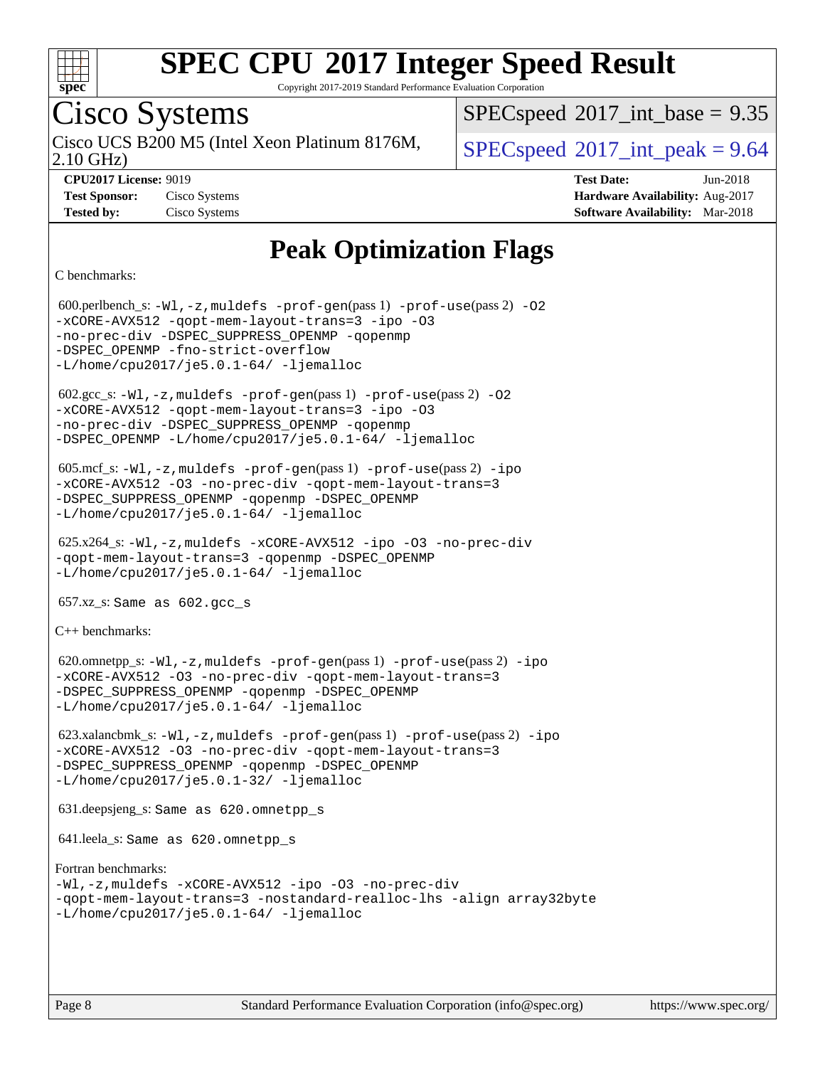# Peak Optimization Flags

C benchmarks:

600.perlbench_s: `-Wl,-z,muldefs -prof-gen`(pass 1) `-prof-use`(pass 2) `-O2 -xCORE-AVX512 -qopt-mem-layout-trans=3 -ipo -O3 -no-prec-div -DSPEC_SUPPRESS_OPENMP -qopenmp -DSPEC_OPENMP -fno-strict-overflow -L/home/cpu2017/je5.0.1-64/ -ljemalloc`

602.gcc_s: `-Wl,-z,muldefs -prof-gen`(pass 1) `-prof-use`(pass 2) `-O2 -xCORE-AVX512 -qopt-mem-layout-trans=3 -ipo -O3 -no-prec-div -DSPEC_SUPPRESS_OPENMP -qopenmp -DSPEC_OPENMP -L/home/cpu2017/je5.0.1-64/ -ljemalloc`

605.mcf_s: `-Wl,-z,muldefs -prof-gen`(pass 1) `-prof-use`(pass 2) `-ipo -xCORE-AVX512 -O3 -no-prec-div -qopt-mem-layout-trans=3 -DSPEC_SUPPRESS_OPENMP -qopenmp -DSPEC_OPENMP -L/home/cpu2017/je5.0.1-64/ -ljemalloc`

625.x264_s: `-Wl,-z,muldefs -xCORE-AVX512 -ipo -O3 -no-prec-div -qopt-mem-layout-trans=3 -qopenmp -DSPEC_OPENMP -L/home/cpu2017/je5.0.1-64/ -ljemalloc`

657.xz_s: Same as 602.gcc_s

C++ benchmarks:

620.omnetpp_s: `-Wl,-z,muldefs -prof-gen`(pass 1) `-prof-use`(pass 2) `-ipo -xCORE-AVX512 -O3 -no-prec-div -qopt-mem-layout-trans=3 -DSPEC_SUPPRESS_OPENMP -qopenmp -DSPEC_OPENMP -L/home/cpu2017/je5.0.1-64/ -ljemalloc`

623.xalancbmk_s: `-Wl,-z,muldefs -prof-gen`(pass 1) `-prof-use`(pass 2) `-ipo -xCORE-AVX512 -O3 -no-prec-div -qopt-mem-layout-trans=3 -DSPEC_SUPPRESS_OPENMP -qopenmp -DSPEC_OPENMP -L/home/cpu2017/je5.0.1-32/ -ljemalloc`

631.deepsjeng_s: Same as 620.omnetpp_s

641.leela_s: Same as 620.omnetpp_s

Fortran benchmarks:

`-Wl,-z,muldefs -xCORE-AVX512 -ipo -O3 -no-prec-div -qopt-mem-layout-trans=3 -nostandard-realloc-lhs -align array32byte -L/home/cpu2017/je5.0.1-64/ -ljemalloc`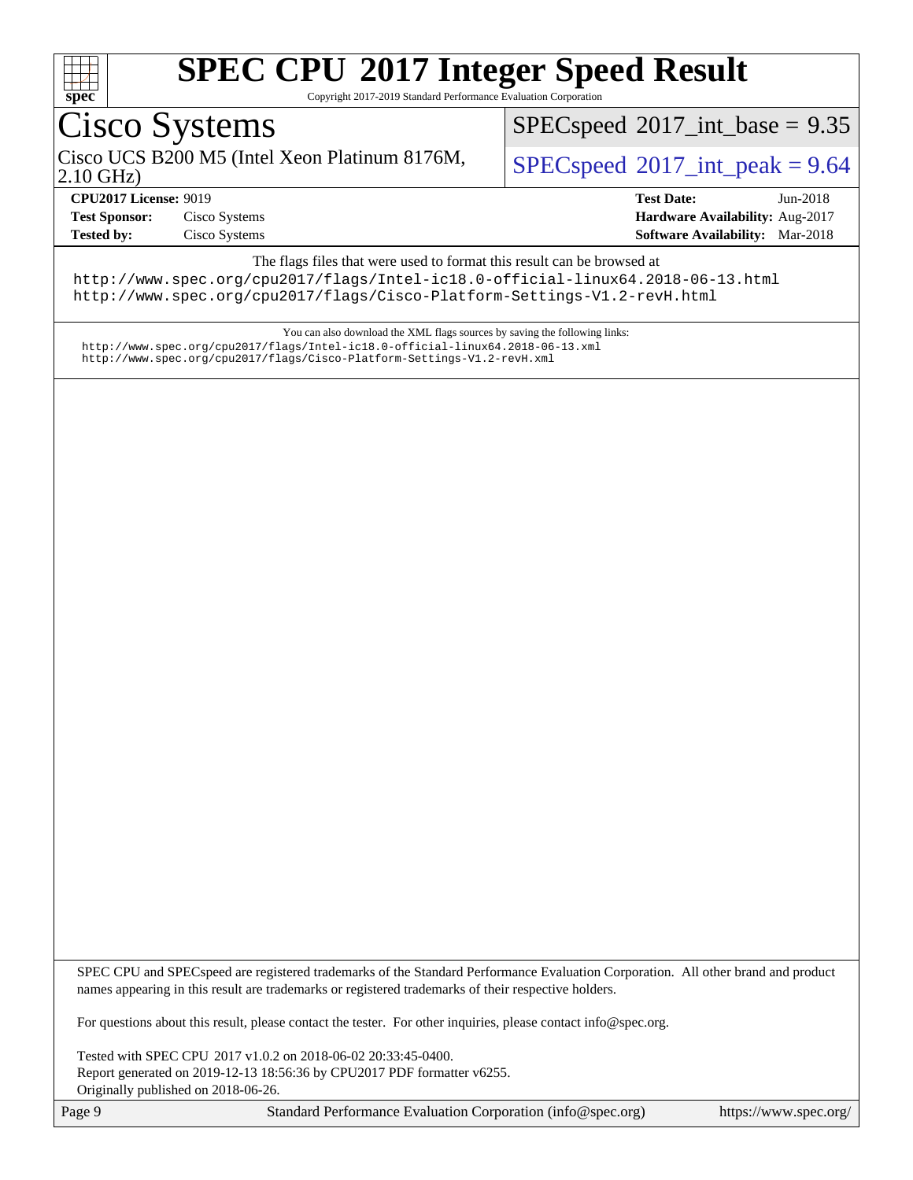The flags files that were used to format this result can be browsed at

http://www.spec.org/cpu2017/flags/Intel-ic18.0-official-linux64.2018-06-13.html
http://www.spec.org/cpu2017/flags/Cisco-Platform-Settings-V1.2-revH.html

You can also download the XML flags sources by saving the following links:

http://www.spec.org/cpu2017/flags/Intel-ic18.0-official-linux64.2018-06-13.xml
http://www.spec.org/cpu2017/flags/Cisco-Platform-Settings-V1.2-revH.xml

SPEC CPU and SPECspeed are registered trademarks of the Standard Performance Evaluation Corporation. All other brand and product names appearing in this result are trademarks or registered trademarks of their respective holders.

For questions about this result, please contact the tester. For other inquiries, please contact info@spec.org.

Tested with SPEC CPU 2017 v1.0.2 on 2018-06-02 20:33:45-0400.
Report generated on 2019-12-13 18:56:36 by CPU2017 PDF formatter v6255.
Originally published on 2018-06-26.